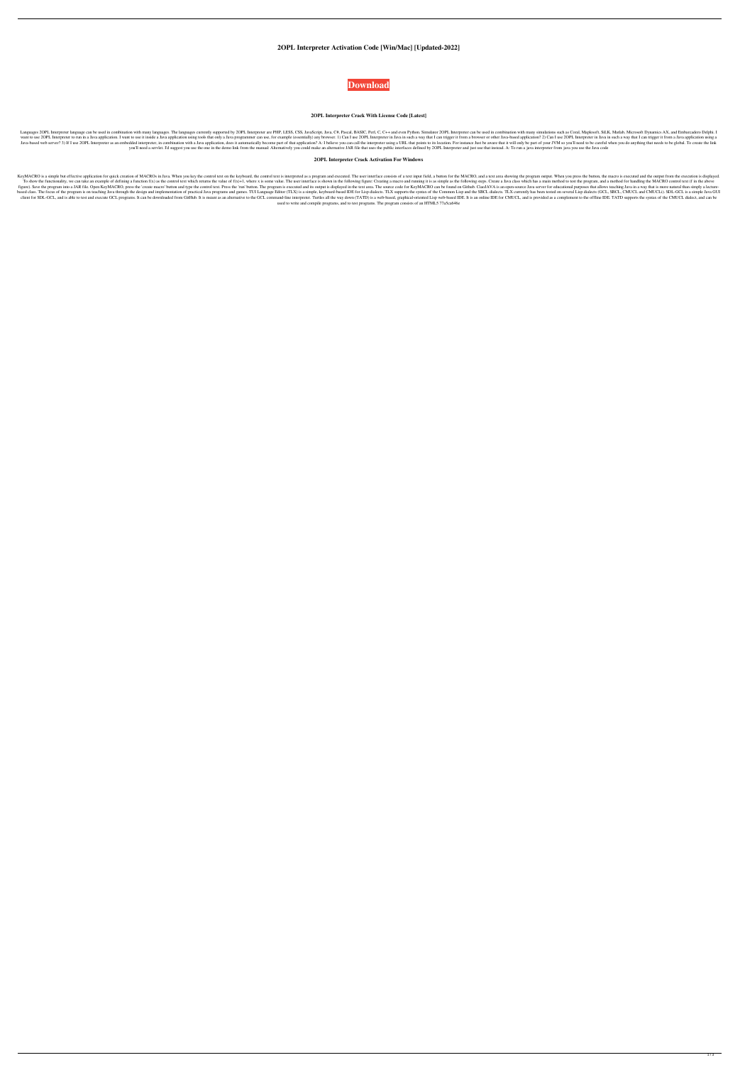# 2OPL Interpreter Activation Code [Win/Mac] [Updated-2022]

**Download**

## 2OPL Interpreter Crack With License Code [Latest]

Languages 2OPL Interpreter language can be used in combination with many languages. The languages currently supported by 2OPL Interpreter are PHP, LESS, CSS, JavaScript, Java, C#, Pascal, BASIC, Perl, C, C++and even Python. Simulator 2OPL Interpreter can be used in combination with many simulations such as Coral, Maplesoft, SiLK, Matlab, Microsoft Dynamics AX, and Embarcadero Delphi. I want to use 2OPL Interpreter to run in a Java application. I want to use it inside a Java application using tools that only a Java programmer can use, for example (essentially) any browser. 1) Can I use 2OPL Interpreter in Java in such a way that I can trigger it from a browser or other Java-based application? 2) Can I use 2OPL Interpreter in Java in such a way that I can trigger it from a Java application using a Java-based web server? 3) If I use 2OPL Interpreter as an embedded interpreter, in combination with a Java application, does it automatically become part of that application? A: I believe you can call the interpreter using a URL that points to its location. For instance Just be aware that it will only be part of your JVM so you'll need to be careful when you do anything that needs to be global. To create the link you'll need a servlet. I'd suggest you use the one in the demo link from the manual: Alternatively you could make an alternative JAR file that uses the public interfaces defined by 2OPL Interpreter and just use that instead. A: To run a java interpreter from java you use the Java code

## 2OPL Interpreter Crack Activation For Windows

KeyMACRO is a simple but effective application for quick creation of MACROs in Java. When you key the control text on the keyboard, the control text is interpreted as a program and executed. The user interface consists of a text input field, a button for the MACRO, and a text area showing the program output. When you press the button, the macro is executed and the output from the execution is displayed. To show the functionality, we can take an example of defining a function f(x) as the control text which returns the value of f(x)+1, where x is some value. The user interface is shown in the following figure: Creating a macro and running it is as simple as the following steps. Create a Java class which has a main method to test the program, and a method for handling the MACRO control text (f in the above figure). Save the program into a JAR file. Open KeyMACRO, press the 'create macro' button and type the control text. Press the 'run' button. The program is executed and its output is displayed in the text area. The source code for KeyMACRO can be found on Github. ClassJAVA is an open-source Java server for educational purposes that allows teaching Java in a way that is more natural than simply a lecture-based class. The focus of the program is on teaching Java through the design and implementation of practical Java programs and games. TUI Language Editor (TLX) is a simple, keyboard-based IDE for Lisp dialects. TLX supports the syntax of the Common Lisp and the SBCL dialects. TLX currently has been tested on several Lisp dialects (GCL, SBCL, CMUCL and CMUCLi). SDL-GCL is a simple Java GUI client for SDL-GCL, and is able to test and execute GCL programs. It can be downloaded from GitHub. It is meant as an alternative to the GCL command-line interpreter. Turtles all the way down (TATD) is a web-based, graphical-oriented Lisp web-based IDE. It is an online IDE for CMUCL, and is provided as a complement to the offline IDE. TATD supports the syntax of the CMUCL dialect, and can be used to write and compile programs, and to test programs. The program consists of an HTML5 77a5ca646e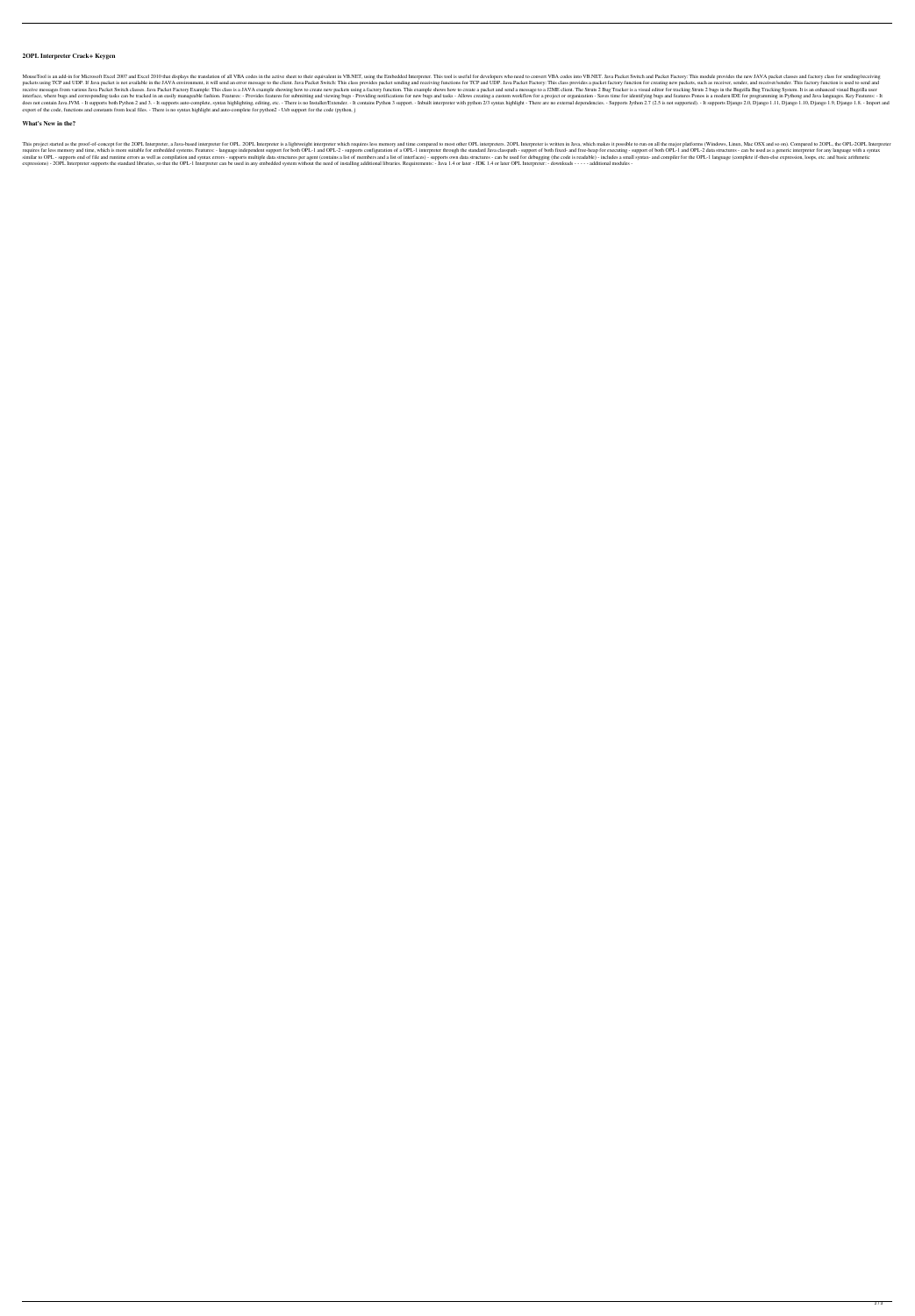## 2OPL Interpreter Crack+ Keygen

MouseTool is an add-in for Microsoft Excel 2007 and Excel 2010 that displays the translation of all VBA codes in the active sheet to their equivalent in VB.NET, using the Embedded Interpreter. This tool is useful for developers who need to convert VBA codes into VB.NET. Java Packet Switch and Packet Factory: This module provides the new JAVA packet classes and factory class for sending/receiving packets using TCP and UDP. If Java packet is not available in the JAVA environment, it will send an error message to the client. Java Packet Switch: This class provides packet sending and receiving functions for TCP and UDP. Java Packet Factory: This class provides a packet factory function for creating new packets, such as receiver, sender, and receiver/sender. This factory function is used to send and receive messages from various Java Packet Switch classes. Java Packet Factory Example: This class is a JAVA example showing how to create new packets using a factory function. This example shows how to create a packet and send a message to a J2ME client. The Struts 2 Bug Tracker is a visual editor for tracking Struts 2 bugs in the Bugzilla Bug Tracking System. It is an enhanced visual Bugzilla user interface, where bugs and corresponding tasks can be tracked in an easily manageable fashion. Features: - Provides features for submitting and viewing bugs - Providing notifications for new bugs and tasks - Allows creating a custom workflow for a project or organization - Saves time for identifying bugs and features Ponos is a modern IDE for programming in Python and Java languages. Key Features: - It does not contain Java JVM. - It supports both Python 2 and 3. - It supports auto-complete, syntax highlighting, editing, etc. - There is no Installer/Extender. - It contains Python 3 support. - Inbuilt interpreter with python 2/3 syntax highlight - There are no external dependencies. - Supports Jython 2.7 (2.5 is not supported). - It supports Django 2.0, Django 1.11, Django 1.10, Django 1.9, Django 1.8. - Import and export of the code, functions and constants from local files. - There is no syntax highlight and auto-complete for python2 - Usb support for the code (python, j

## What's New in the?

This project started as the proof-of-concept for the 2OPL Interpreter, a Java-based interpreter for OPL. 2OPL Interpreter is a lightweight interpreter which requires less memory and time compared to most other OPL interpreters. 2OPL Interpreter is written in Java, which makes it possible to run on all the major platforms (Windows, Linux, Mac OSX and so on). Compared to 2OPL, the OPL-2OPL Interpreter requires far less memory and time, which is more suitable for embedded systems. Features: - language independent support for both OPL-1 and OPL-2 - supports configuration of a OPL-1 interpreter through the standard Java classpath - support of both fixed- and free-heap for executing - support of both OPL-1 and OPL-2 data structures - can be used as a generic interpreter for any language with a syntax similar to OPL - supports end of file and runtime errors as well as compilation and syntax errors - supports multiple data structures per agent (contains a list of members and a list of interfaces) - supports own data structures - can be used for debugging (the code is readable) - includes a small syntax- and compiler for the OPL-1 language (complete if-then-else expression, loops, etc. and basic arithmetic expressions) - 2OPL Interpreter supports the standard libraries, so that the OPL-1 Interpreter can be used in any embedded system without the need of installing additional libraries. Requirements: - Java 1.4 or later - JDK 1.4 or later OPL Interpreter: - downloads - - - - - additional modules -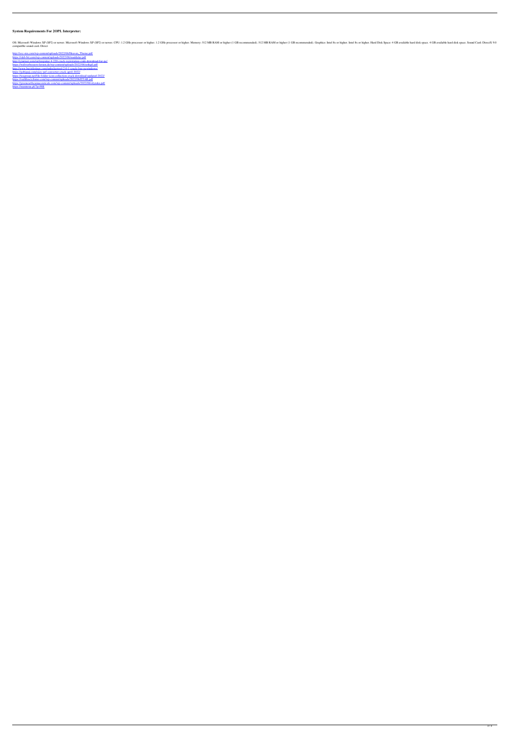## System Requirements For 2OPL Interpreter:

OS: Microsoft Windows XP (SP2) or newer. Microsoft Windows XP (SP2) or newer. CPU: 1.2 GHz processor or higher. 1.2 GHz processor or higher. Memory: 512 MB RAM or higher (1 GB recommended). 512 MB RAM or higher (1 GB recommended). Graphics: Intel 8x or higher. Intel 8x or higher. Hard Disk Space: 4 GB available hard disk space. 4 GB available hard disk space. Sound Card: DirectX 9.0 compatible sound card. Direct

http://avc-mx.com/wp-content/uploads/2022/06/Heaven_Theme.pdf
https://dub-bit.com/wp-content/uploads/2022/06/maddalai.pdf
http://r-jarnet.com/m/turgraitar-4-22-crack-registration-code-download-for-pc/
https://wolfverberssern-lersen.de/wp-content/uploads/2022/06/zethgil.pdf
http://www.bayislistings.com/unlockarmed-2-0-1-crack-free-pcwindows/
https://jobpump.com/easy-pdf-converter-crack-april-2022/
https://eezgroup.net/file-folder-icon-collection-crack-download-updated-2022/
https://radillos.cclismo.com/wp-content/uploads/2022/06/ETAR.pdf
https://greenearthcannaceuticals.com/wp-content/uploads/2022/06/olyraka.pdf
https://mentoras.pl/?p=988